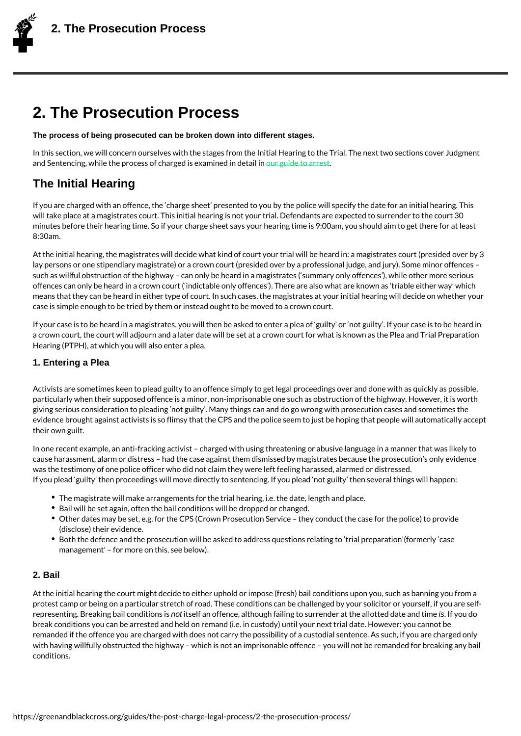# 2. The Prosecution Process

**The process of being prosecuted can be broken down into different stages.**

In this section, we will concern ourselves with the stages from the Initial Hearing to the Trial. The next two sections cover Judgment and Sentencing, while the process of charged is examined in detail in our guide to arrest.

## The Initial Hearing

If you are charged with an offence, the 'charge sheet' presented to you by the police will specify the date for an initial hearing. This will take place at a magistrates court. This initial hearing is not your trial. Defendants are expected to surrender to the court 30 minutes before their hearing time. So if your charge sheet says your hearing time is 9:00am, you should aim to get there for at least 8:30am.

At the initial hearing, the magistrates will decide what kind of court your trial will be heard in: a magistrates court (presided over by 3 lay persons or one stipendiary magistrate) or a crown court (presided over by a professional judge, and jury). Some minor offences – such as willful obstruction of the highway – can only be heard in a magistrates ('summary only offences'), while other more serious offences can only be heard in a crown court ('indictable only offences'). There are also what are known as 'triable either way' which means that they can be heard in either type of court. In such cases, the magistrates at your initial hearing will decide on whether your case is simple enough to be tried by them or instead ought to be moved to a crown court.

If your case is to be heard in a magistrates, you will then be asked to enter a plea of 'guilty' or 'not guilty'. If your case is to be heard in a crown court, the court will adjourn and a later date will be set at a crown court for what is known as the Plea and Trial Preparation Hearing (PTPH), at which you will also enter a plea.

### 1. Entering a Plea

Activists are sometimes keen to plead guilty to an offence simply to get legal proceedings over and done with as quickly as possible, particularly when their supposed offence is a minor, non-imprisonable one such as obstruction of the highway. However, it is worth giving serious consideration to pleading 'not guilty'. Many things can and do go wrong with prosecution cases and sometimes the evidence brought against activists is so flimsy that the CPS and the police seem to just be hoping that people will automatically accept their own guilt.

In one recent example, an anti-fracking activist – charged with using threatening or abusive language in a manner that was likely to cause harassment, alarm or distress – had the case against them dismissed by magistrates because the prosecution's only evidence was the testimony of one police officer who did not claim they were left feeling harassed, alarmed or distressed.
If you plead 'guilty' then proceedings will move directly to sentencing. If you plead 'not guilty' then several things will happen:

- The magistrate will make arrangements for the trial hearing, i.e. the date, length and place.
- Bail will be set again, often the bail conditions will be dropped or changed.
- Other dates may be set, e.g. for the CPS (Crown Prosecution Service – they conduct the case for the police) to provide (disclose) their evidence.
- Both the defence and the prosecution will be asked to address questions relating to 'trial preparation'(formerly 'case management' – for more on this, see below).

### 2. Bail

At the initial hearing the court might decide to either uphold or impose (fresh) bail conditions upon you, such as banning you from a protest camp or being on a particular stretch of road. These conditions can be challenged by your solicitor or yourself, if you are self-representing. Breaking bail conditions is *not* itself an offence, although failing to surrender at the allotted date and time *is*. If you do break conditions you can be arrested and held on remand (i.e. in custody) until your next trial date. However: you cannot be remanded if the offence you are charged with does not carry the possibility of a custodial sentence. As such, if you are charged only with having willfully obstructed the highway – which is not an imprisonable offence – you will not be remanded for breaking any bail conditions.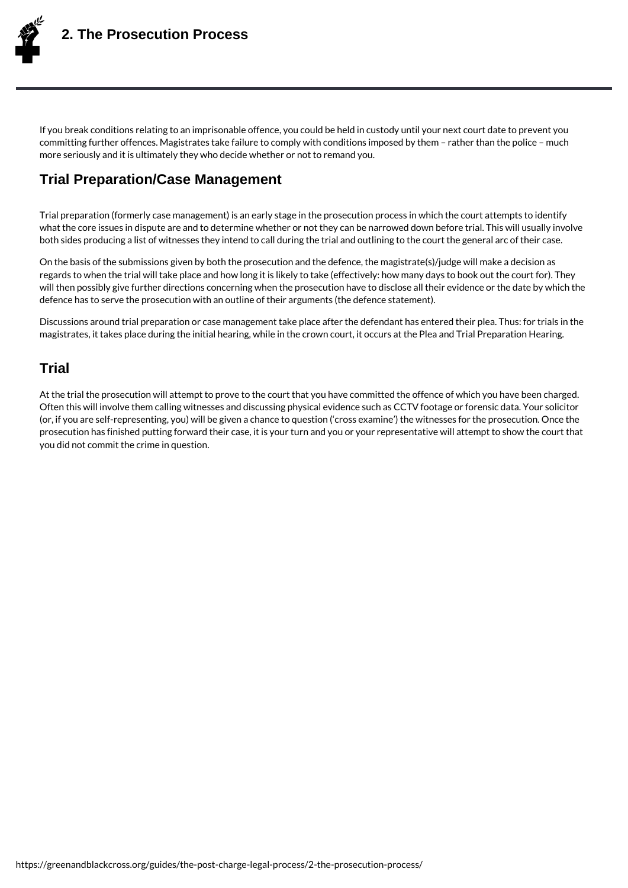If you break conditions relating to an imprisonable offence, you could be held in custody until your next court date to prevent you committing further offences. Magistrates take failure to comply with conditions imposed by them – rather than the police – much more seriously and it is ultimately they who decide whether or not to remand you.

## Trial Preparation/Case Management

Trial preparation (formerly case management) is an early stage in the prosecution process in which the court attempts to identify what the core issues in dispute are and to determine whether or not they can be narrowed down before trial. This will usually involve both sides producing a list of witnesses they intend to call during the trial and outlining to the court the general arc of their case.

On the basis of the submissions given by both the prosecution and the defence, the magistrate(s)/judge will make a decision as regards to when the trial will take place and how long it is likely to take (effectively: how many days to book out the court for). They will then possibly give further directions concerning when the prosecution have to disclose all their evidence or the date by which the defence has to serve the prosecution with an outline of their arguments (the defence statement).

Discussions around trial preparation or case management take place after the defendant has entered their plea. Thus: for trials in the magistrates, it takes place during the initial hearing, while in the crown court, it occurs at the Plea and Trial Preparation Hearing.

## Trial

At the trial the prosecution will attempt to prove to the court that you have committed the offence of which you have been charged. Often this will involve them calling witnesses and discussing physical evidence such as CCTV footage or forensic data. Your solicitor (or, if you are self-representing, you) will be given a chance to question ('cross examine') the witnesses for the prosecution. Once the prosecution has finished putting forward their case, it is your turn and you or your representative will attempt to show the court that you did not commit the crime in question.